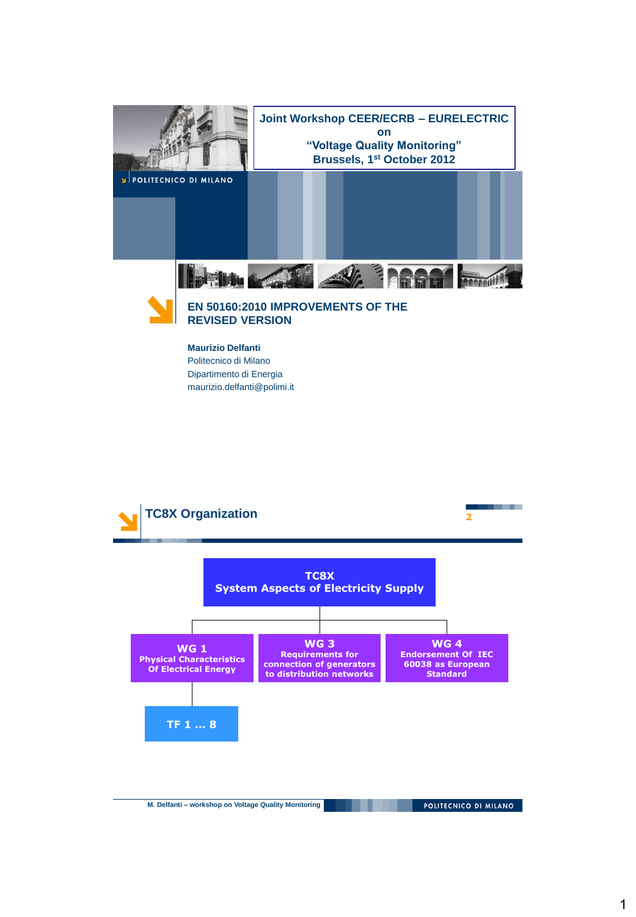Joint Workshop CEER/ECRB – EURELECTRIC
on
"Voltage Quality Monitoring"
Brussels, 1st October 2012

POLITECNICO DI MILANO

# EN 50160:2010 IMPROVEMENTS OF THE REVISED VERSION

**Maurizio Delfanti**
Politecnico di Milano
Dipartimento di Energia
maurizio.delfanti@polimi.it

## TC8X Organization

**TC8X**
**System Aspects of Electricity Supply**

- **WG 1** – Physical Characteristics Of Electrical Energy
  - **TF 1 … 8**
- **WG 3** – Requirements for connection of generators to distribution networks
- **WG 4** – Endorsement Of IEC 60038 as European Standard

M. Delfanti – workshop on Voltage Quality Monitoring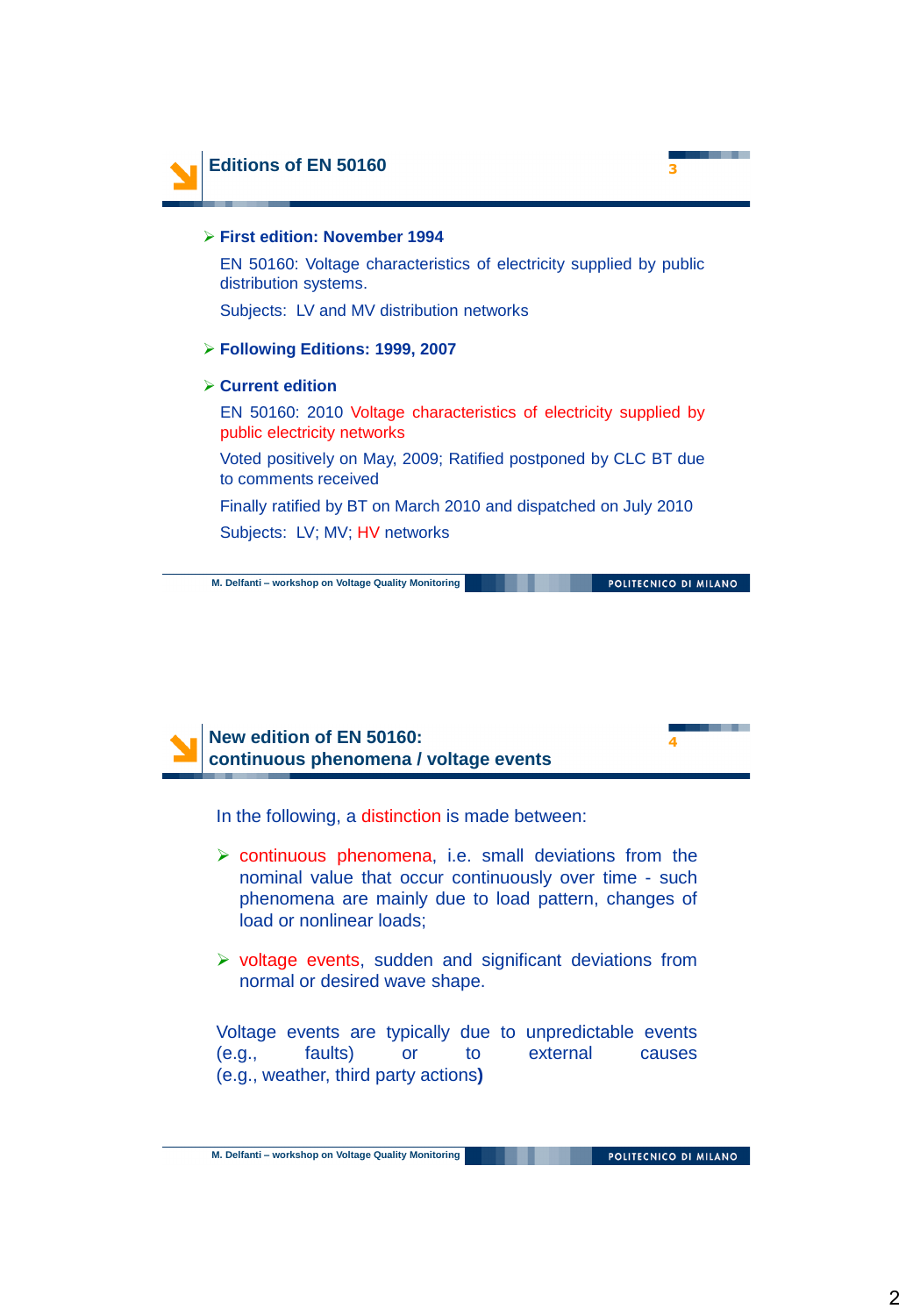## Editions of EN 50160

- **First edition: November 1994**

  EN 50160: Voltage characteristics of electricity supplied by public distribution systems.

  Subjects: LV and MV distribution networks

- **Following Editions: 1999, 2007**

- **Current edition**

  EN 50160: 2010 Voltage characteristics of electricity supplied by public electricity networks

  Voted positively on May, 2009; Ratified postponed by CLC BT due to comments received

  Finally ratified by BT on March 2010 and dispatched on July 2010

  Subjects: LV; MV; HV networks

## New edition of EN 50160: continuous phenomena / voltage events

In the following, a distinction is made between:

- continuous phenomena, i.e. small deviations from the nominal value that occur continuously over time - such phenomena are mainly due to load pattern, changes of load or nonlinear loads;

- voltage events, sudden and significant deviations from normal or desired wave shape.

Voltage events are typically due to unpredictable events (e.g., faults) or to external causes (e.g., weather, third party actions)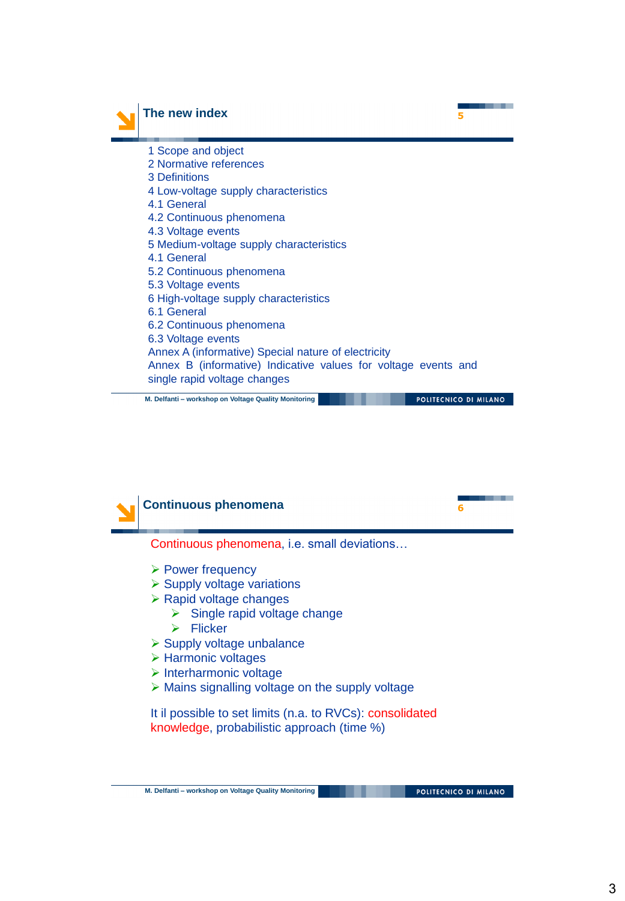## The new index

1 Scope and object
2 Normative references
3 Definitions
4 Low-voltage supply characteristics
4.1 General
4.2 Continuous phenomena
4.3 Voltage events
5 Medium-voltage supply characteristics
4.1 General
5.2 Continuous phenomena
5.3 Voltage events
6 High-voltage supply characteristics
6.1 General
6.2 Continuous phenomena
6.3 Voltage events
Annex A (informative) Special nature of electricity
Annex B (informative) Indicative values for voltage events and single rapid voltage changes

## Continuous phenomena

Continuous phenomena, i.e. small deviations…

- Power frequency
- Supply voltage variations
- Rapid voltage changes
  - Single rapid voltage change
  - Flicker
- Supply voltage unbalance
- Harmonic voltages
- Interharmonic voltage
- Mains signalling voltage on the supply voltage

It il possible to set limits (n.a. to RVCs): consolidated knowledge, probabilistic approach (time %)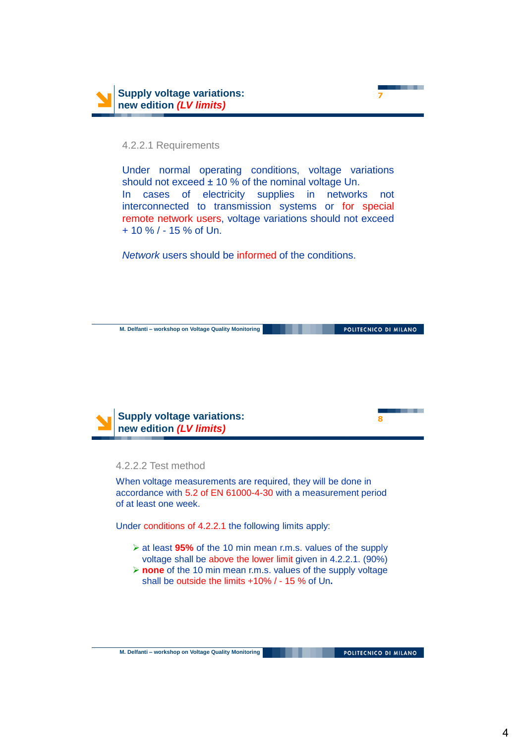## Supply voltage variations: new edition *(LV limits)*

4.2.2.1 Requirements

Under normal operating conditions, voltage variations should not exceed ± 10 % of the nominal voltage Un.
In cases of electricity supplies in networks not interconnected to transmission systems or for special remote network users, voltage variations should not exceed + 10 % / - 15 % of Un.

*Network* users should be informed of the conditions.

## Supply voltage variations: new edition *(LV limits)*

4.2.2.2 Test method

When voltage measurements are required, they will be done in accordance with 5.2 of EN 61000-4-30 with a measurement period of at least one week.

Under conditions of 4.2.2.1 the following limits apply:

- at least **95%** of the 10 min mean r.m.s. values of the supply voltage shall be above the lower limit given in 4.2.2.1. (90%)
- **none** of the 10 min mean r.m.s. values of the supply voltage shall be outside the limits +10% / - 15 % of Un**.**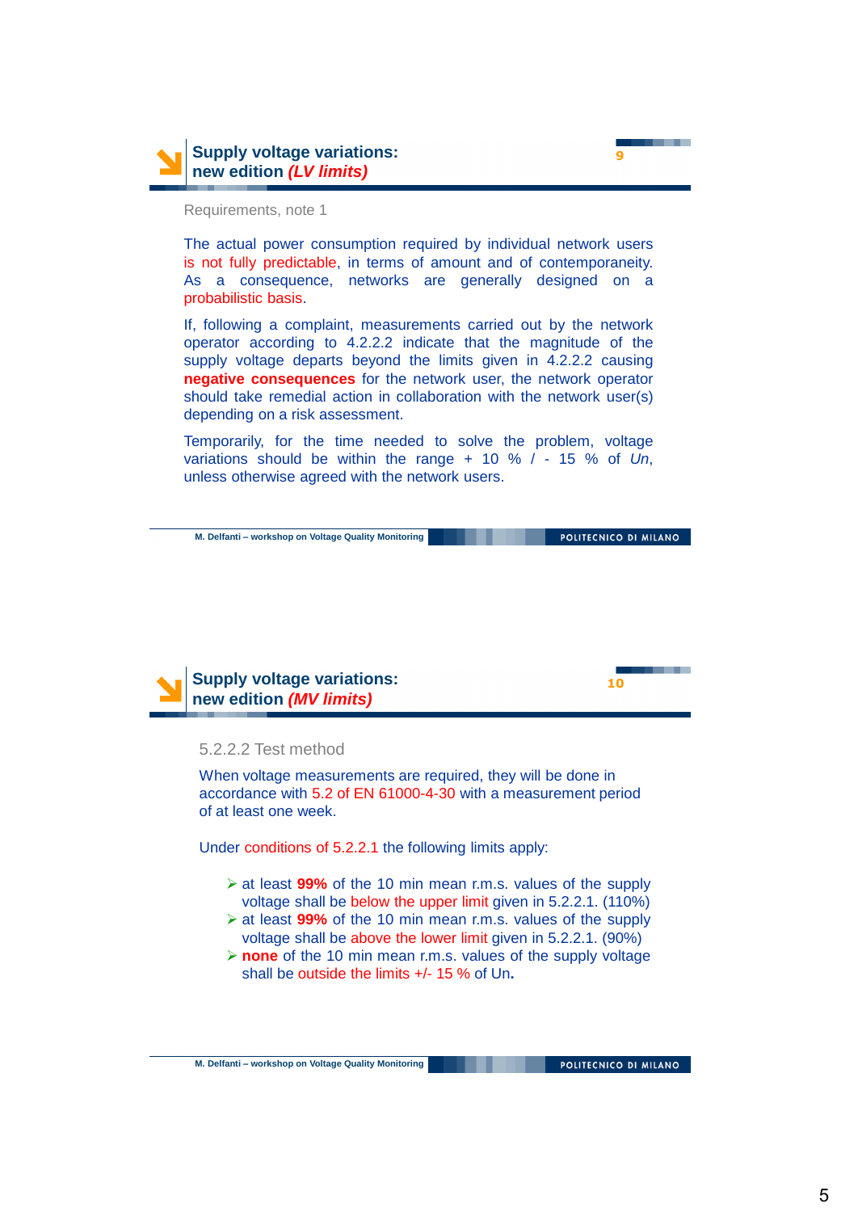## Supply voltage variations: new edition *(LV limits)*

Requirements, note 1

The actual power consumption required by individual network users is not fully predictable, in terms of amount and of contemporaneity. As a consequence, networks are generally designed on a probabilistic basis.

If, following a complaint, measurements carried out by the network operator according to 4.2.2.2 indicate that the magnitude of the supply voltage departs beyond the limits given in 4.2.2.2 causing **negative consequences** for the network user, the network operator should take remedial action in collaboration with the network user(s) depending on a risk assessment.

Temporarily, for the time needed to solve the problem, voltage variations should be within the range + 10 % / - 15 % of *Un*, unless otherwise agreed with the network users.

## Supply voltage variations: new edition *(MV limits)*

5.2.2.2 Test method

When voltage measurements are required, they will be done in accordance with 5.2 of EN 61000-4-30 with a measurement period of at least one week.

Under conditions of 5.2.2.1 the following limits apply:

- at least **99%** of the 10 min mean r.m.s. values of the supply voltage shall be below the upper limit given in 5.2.2.1. (110%)
- at least **99%** of the 10 min mean r.m.s. values of the supply voltage shall be above the lower limit given in 5.2.2.1. (90%)
- **none** of the 10 min mean r.m.s. values of the supply voltage shall be outside the limits +/- 15 % of Un**.**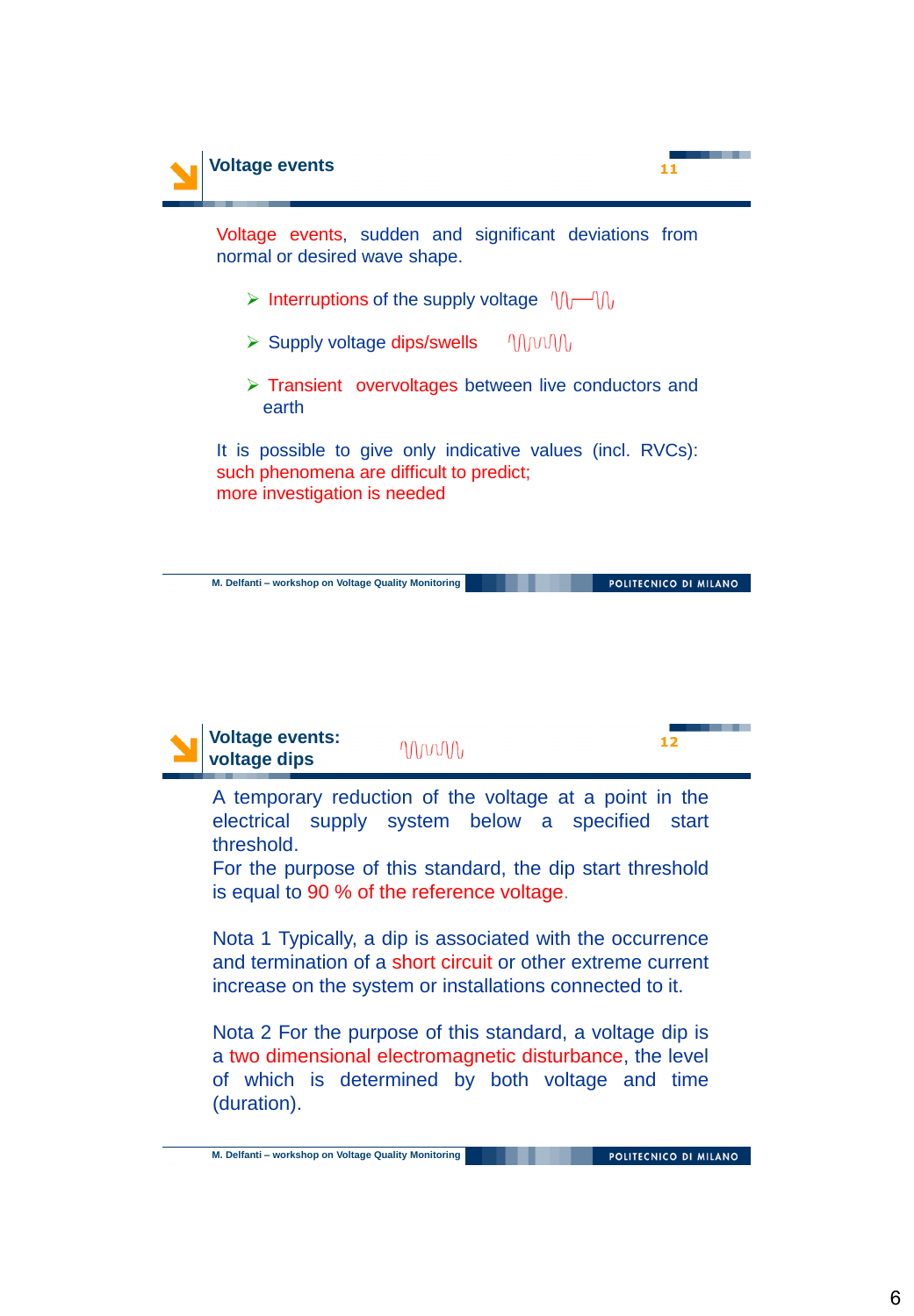## Voltage events

Voltage events, sudden and significant deviations from normal or desired wave shape.

- Interruptions of the supply voltage
- Supply voltage dips/swells
- Transient overvoltages between live conductors and earth

It is possible to give only indicative values (incl. RVCs): such phenomena are difficult to predict; more investigation is needed

## Voltage events: voltage dips

A temporary reduction of the voltage at a point in the electrical supply system below a specified start threshold.
For the purpose of this standard, the dip start threshold is equal to 90 % of the reference voltage.

Nota 1 Typically, a dip is associated with the occurrence and termination of a short circuit or other extreme current increase on the system or installations connected to it.

Nota 2 For the purpose of this standard, a voltage dip is a two dimensional electromagnetic disturbance, the level of which is determined by both voltage and time (duration).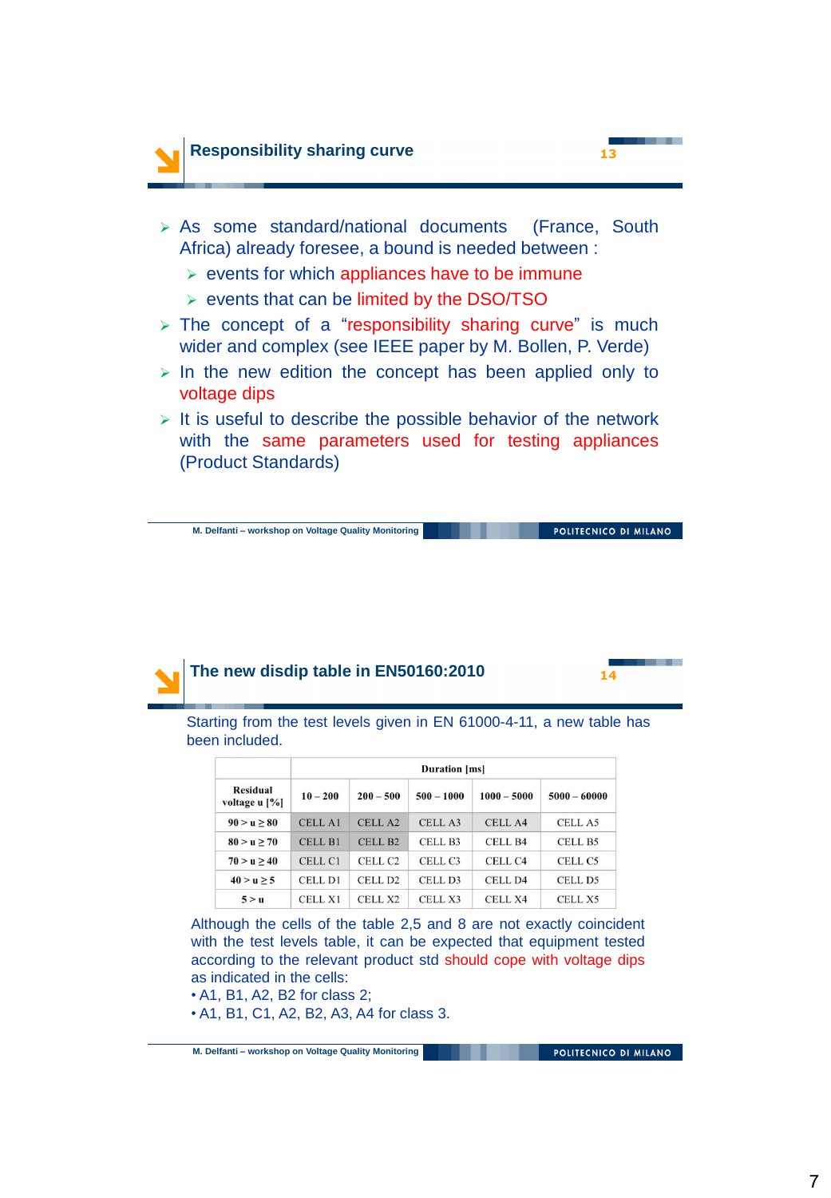## Responsibility sharing curve

- As some standard/national documents (France, South Africa) already foresee, a bound is needed between :
  - events for which appliances have to be immune
  - events that can be limited by the DSO/TSO
- The concept of a "responsibility sharing curve" is much wider and complex (see IEEE paper by M. Bollen, P. Verde)
- In the new edition the concept has been applied only to voltage dips
- It is useful to describe the possible behavior of the network with the same parameters used for testing appliances (Product Standards)

## The new disdip table in EN50160:2010

Starting from the test levels given in EN 61000-4-11, a new table has been included.

| Residual voltage u [%] | Duration [ms] | | | | |
|---|---|---|---|---|---|
| | 10 – 200 | 200 – 500 | 500 – 1000 | 1000 – 5000 | 5000 – 60000 |
| $90 > u \geq 80$ | CELL A1 | CELL A2 | CELL A3 | CELL A4 | CELL A5 |
| $80 > u \geq 70$ | CELL B1 | CELL B2 | CELL B3 | CELL B4 | CELL B5 |
| $70 > u \geq 40$ | CELL C1 | CELL C2 | CELL C3 | CELL C4 | CELL C5 |
| $40 > u \geq 5$ | CELL D1 | CELL D2 | CELL D3 | CELL D4 | CELL D5 |
| $5 > u$ | CELL X1 | CELL X2 | CELL X3 | CELL X4 | CELL X5 |

Although the cells of the table 2,5 and 8 are not exactly coincident with the test levels table, it can be expected that equipment tested according to the relevant product std should cope with voltage dips as indicated in the cells:

- A1, B1, A2, B2 for class 2;
- A1, B1, C1, A2, B2, A3, A4 for class 3.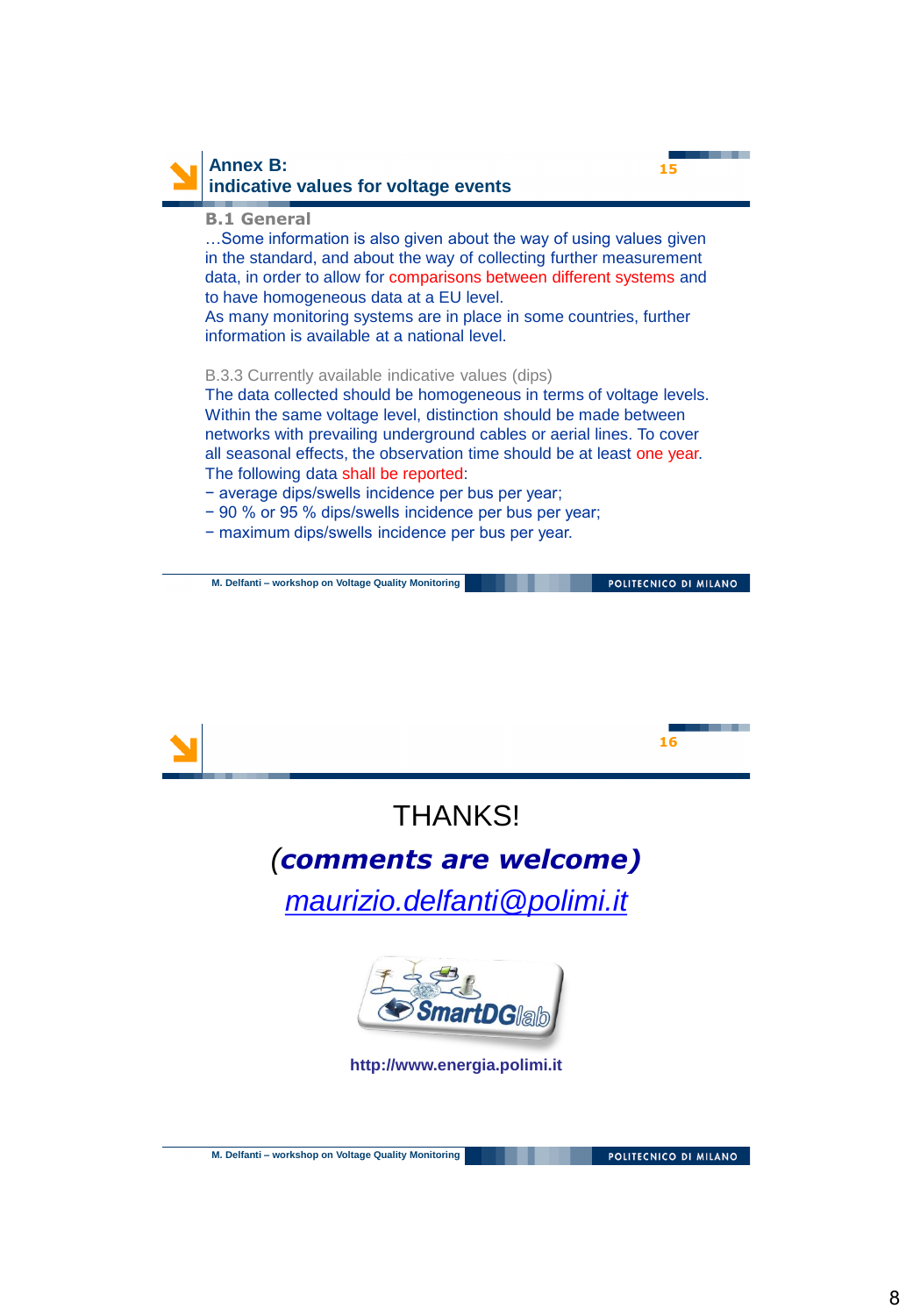## Annex B: indicative values for voltage events

### B.1 General

…Some information is also given about the way of using values given in the standard, and about the way of collecting further measurement data, in order to allow for comparisons between different systems and to have homogeneous data at a EU level.

As many monitoring systems are in place in some countries, further information is available at a national level.

B.3.3 Currently available indicative values (dips)

The data collected should be homogeneous in terms of voltage levels. Within the same voltage level, distinction should be made between networks with prevailing underground cables or aerial lines. To cover all seasonal effects, the observation time should be at least one year.

The following data shall be reported:

- average dips/swells incidence per bus per year;
- 90 % or 95 % dips/swells incidence per bus per year;
- maximum dips/swells incidence per bus per year.

---

THANKS!

***(comments are welcome)***

*maurizio.delfanti@polimi.it*

SmartDGlab

**http://www.energia.polimi.it**